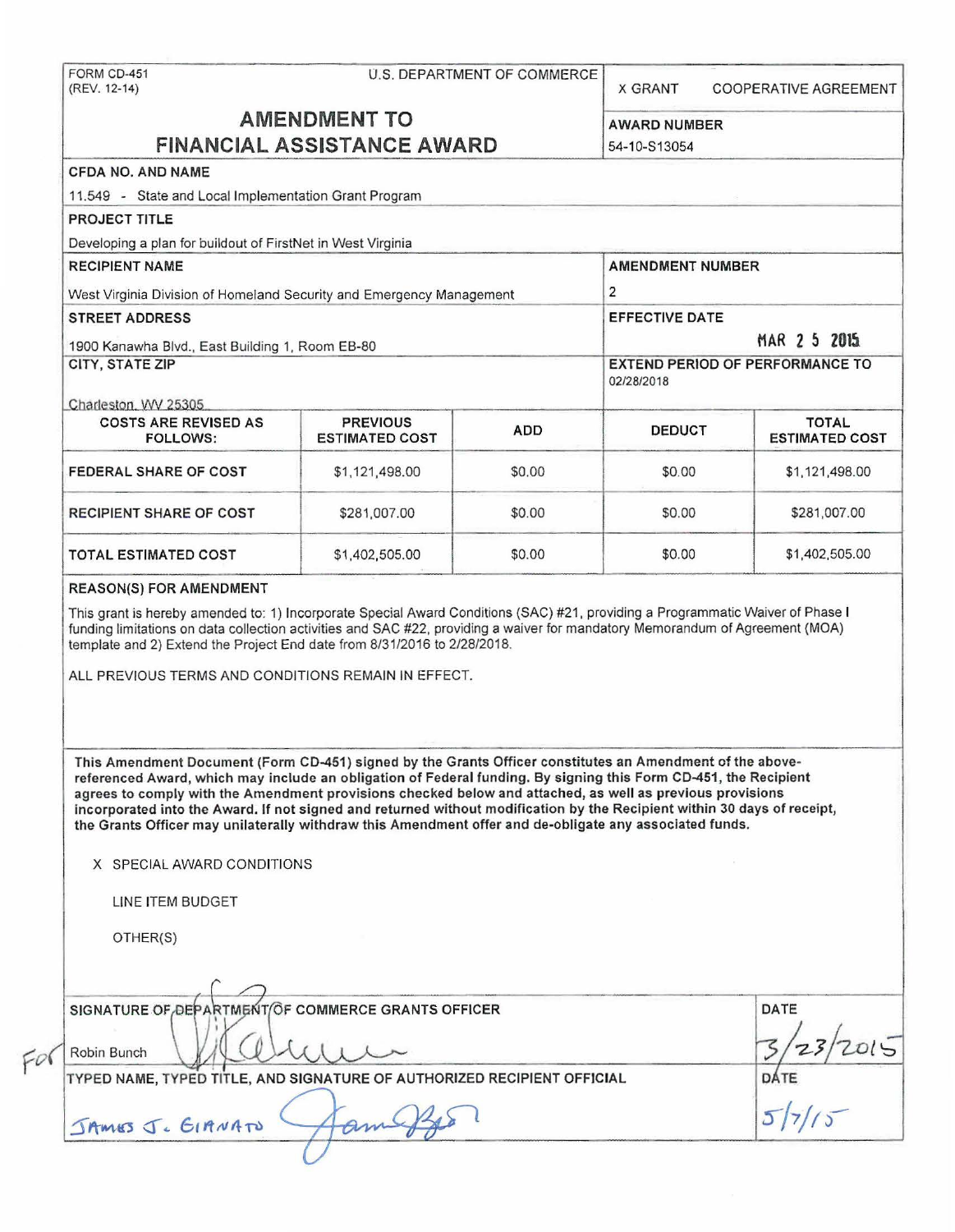FORM CD-451
(REV. 12-14)

U.S. DEPARTMENT OF COMMERCE

X GRANT  COOPERATIVE AGREEMENT

# AMENDMENT TO FINANCIAL ASSISTANCE AWARD

**AWARD NUMBER**
54-10-S13054

**CFDA NO. AND NAME**
11.549 - State and Local Implementation Grant Program

**PROJECT TITLE**
Developing a plan for buildout of FirstNet in West Virginia

**RECIPIENT NAME**
West Virginia Division of Homeland Security and Emergency Management

**AMENDMENT NUMBER**
2

**STREET ADDRESS**
1900 Kanawha Blvd., East Building 1, Room EB-80

**EFFECTIVE DATE**
MAR 2 5 2015

**CITY, STATE ZIP**
Charleston, WV 25305

**EXTEND PERIOD OF PERFORMANCE TO**
02/28/2018

| COSTS ARE REVISED AS FOLLOWS: | PREVIOUS ESTIMATED COST | ADD | DEDUCT | TOTAL ESTIMATED COST |
|---|---|---|---|---|
| FEDERAL SHARE OF COST | $1,121,498.00 | $0.00 | $0.00 | $1,121,498.00 |
| RECIPIENT SHARE OF COST | $281,007.00 | $0.00 | $0.00 | $281,007.00 |
| TOTAL ESTIMATED COST | $1,402,505.00 | $0.00 | $0.00 | $1,402,505.00 |

**REASON(S) FOR AMENDMENT**

This grant is hereby amended to: 1) Incorporate Special Award Conditions (SAC) #21, providing a Programmatic Waiver of Phase I funding limitations on data collection activities and SAC #22, providing a waiver for mandatory Memorandum of Agreement (MOA) template and 2) Extend the Project End date from 8/31/2016 to 2/28/2018.

ALL PREVIOUS TERMS AND CONDITIONS REMAIN IN EFFECT.

**This Amendment Document (Form CD-451) signed by the Grants Officer constitutes an Amendment of the above-referenced Award, which may include an obligation of Federal funding. By signing this Form CD-451, the Recipient agrees to comply with the Amendment provisions checked below and attached, as well as previous provisions incorporated into the Award. If not signed and returned without modification by the Recipient within 30 days of receipt, the Grants Officer may unilaterally withdraw this Amendment offer and de-obligate any associated funds.**

X SPECIAL AWARD CONDITIONS

LINE ITEM BUDGET

OTHER(S)

**SIGNATURE OF DEPARTMENT OF COMMERCE GRANTS OFFICER**
For Robin Bunch

**DATE**
3/23/2015

**TYPED NAME, TYPED TITLE, AND SIGNATURE OF AUTHORIZED RECIPIENT OFFICIAL**
JAMES J. GIANATO

**DATE**
5/7/15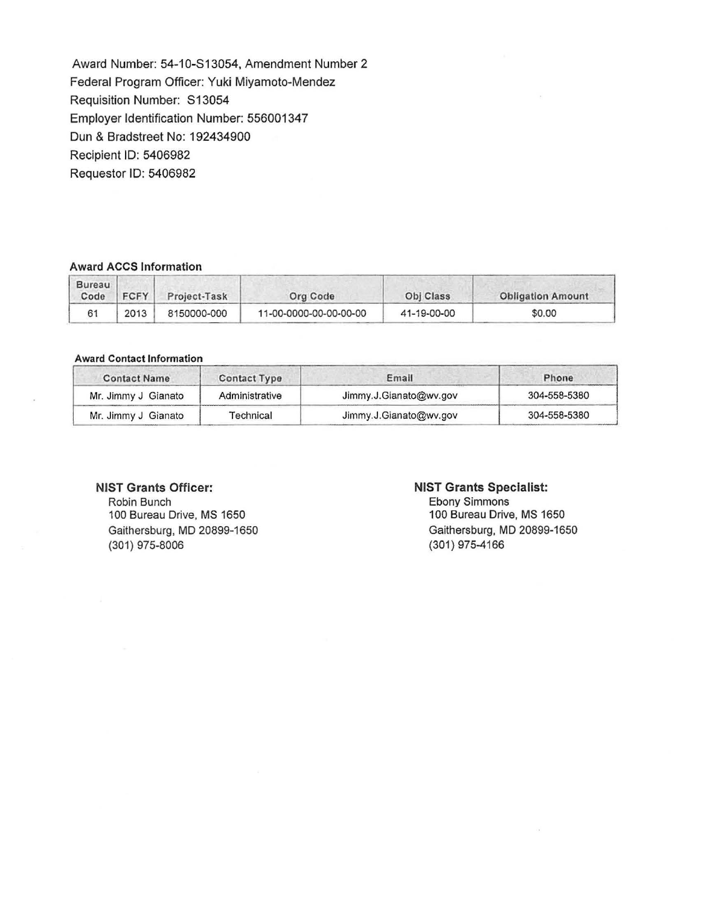Award Number: 54-10-S13054, Amendment Number 2
Federal Program Officer: Yuki Miyamoto-Mendez
Requisition Number: S13054
Employer Identification Number: 556001347
Dun & Bradstreet No: 192434900
Recipient ID: 5406982
Requestor ID: 5406982

**Award ACCS Information**

| Bureau Code | FCFY | Project-Task | Org Code | Obj Class | Obligation Amount |
| --- | --- | --- | --- | --- | --- |
| 61 | 2013 | 8150000-000 | 11-00-0000-00-00-00-00 | 41-19-00-00 | $0.00 |

**Award Contact Information**

| Contact Name | Contact Type | Email | Phone |
| --- | --- | --- | --- |
| Mr. Jimmy J Gianato | Administrative | Jimmy.J.Gianato@wv.gov | 304-558-5380 |
| Mr. Jimmy J Gianato | Technical | Jimmy.J.Gianato@wv.gov | 304-558-5380 |

**NIST Grants Officer:**
Robin Bunch
100 Bureau Drive, MS 1650
Gaithersburg, MD 20899-1650
(301) 975-8006

**NIST Grants Specialist:**
Ebony Simmons
100 Bureau Drive, MS 1650
Gaithersburg, MD 20899-1650
(301) 975-4166